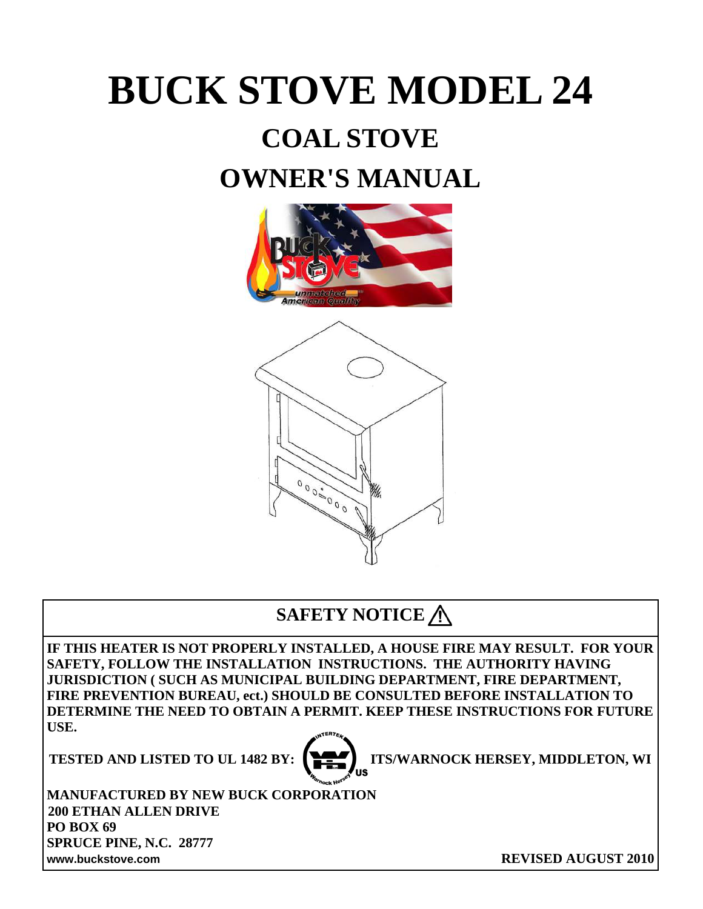# BUCK STOVE MODEL 24

## COAL STOVE

## OWNER'S MANUAL

## SAFETY NOTICE ⚠

**IF THIS HEATER IS NOT PROPERLY INSTALLED, A HOUSE FIRE MAY RESULT. FOR YOUR SAFETY, FOLLOW THE INSTALLATION INSTRUCTIONS. THE AUTHORITY HAVING JURISDICTION ( SUCH AS MUNICIPAL BUILDING DEPARTMENT, FIRE DEPARTMENT, FIRE PREVENTION BUREAU, ect.) SHOULD BE CONSULTED BEFORE INSTALLATION TO DETERMINE THE NEED TO OBTAIN A PERMIT. KEEP THESE INSTRUCTIONS FOR FUTURE USE.**

**TESTED AND LISTED TO UL 1482 BY: ITS/WARNOCK HERSEY, MIDDLETON, WI**

**MANUFACTURED BY NEW BUCK CORPORATION**
**200 ETHAN ALLEN DRIVE**
**PO BOX 69**
**SPRUCE PINE, N.C. 28777**
**www.buckstove.com**

**REVISED AUGUST 2010**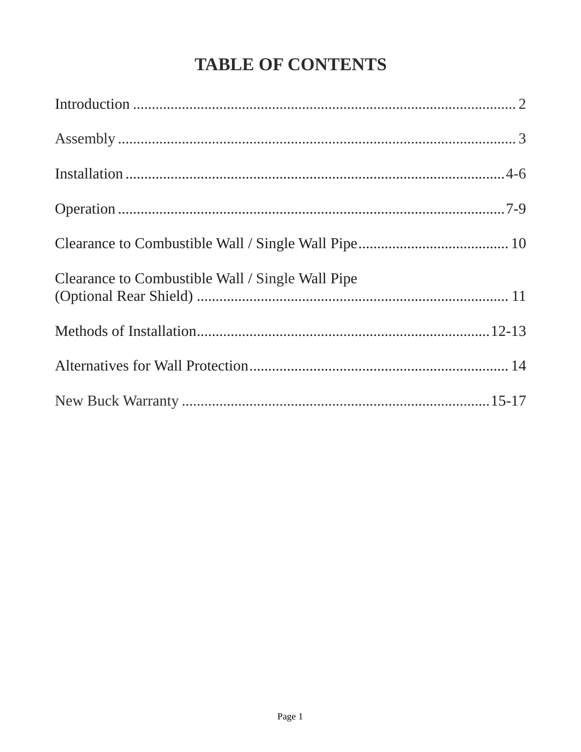# TABLE OF CONTENTS

Introduction ........................................................................................................ 2

Assembly ............................................................................................................ 3

Installation .......................................................................................................4-6

Operation ...........................................................................................................7-9

Clearance to Combustible Wall / Single Wall Pipe........................................ 10

Clearance to Combustible Wall / Single Wall Pipe
(Optional Rear Shield) .................................................................................. 11

Methods of Installation.............................................................................12-13

Alternatives for Wall Protection.................................................................... 14

New Buck Warranty ..................................................................................15-17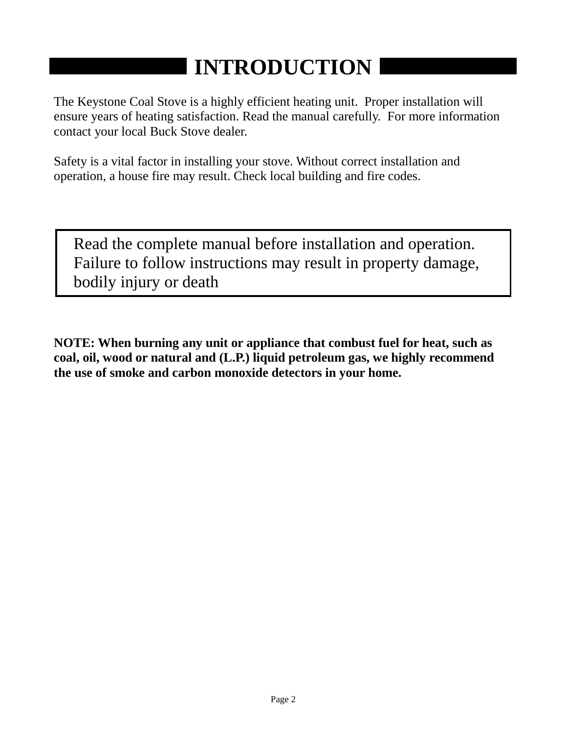# INTRODUCTION

The Keystone Coal Stove is a highly efficient heating unit. Proper installation will ensure years of heating satisfaction. Read the manual carefully. For more information contact your local Buck Stove dealer.

Safety is a vital factor in installing your stove. Without correct installation and operation, a house fire may result. Check local building and fire codes.

> Read the complete manual before installation and operation. Failure to follow instructions may result in property damage, bodily injury or death

**NOTE: When burning any unit or appliance that combust fuel for heat, such as coal, oil, wood or natural and (L.P.) liquid petroleum gas, we highly recommend the use of smoke and carbon monoxide detectors in your home.**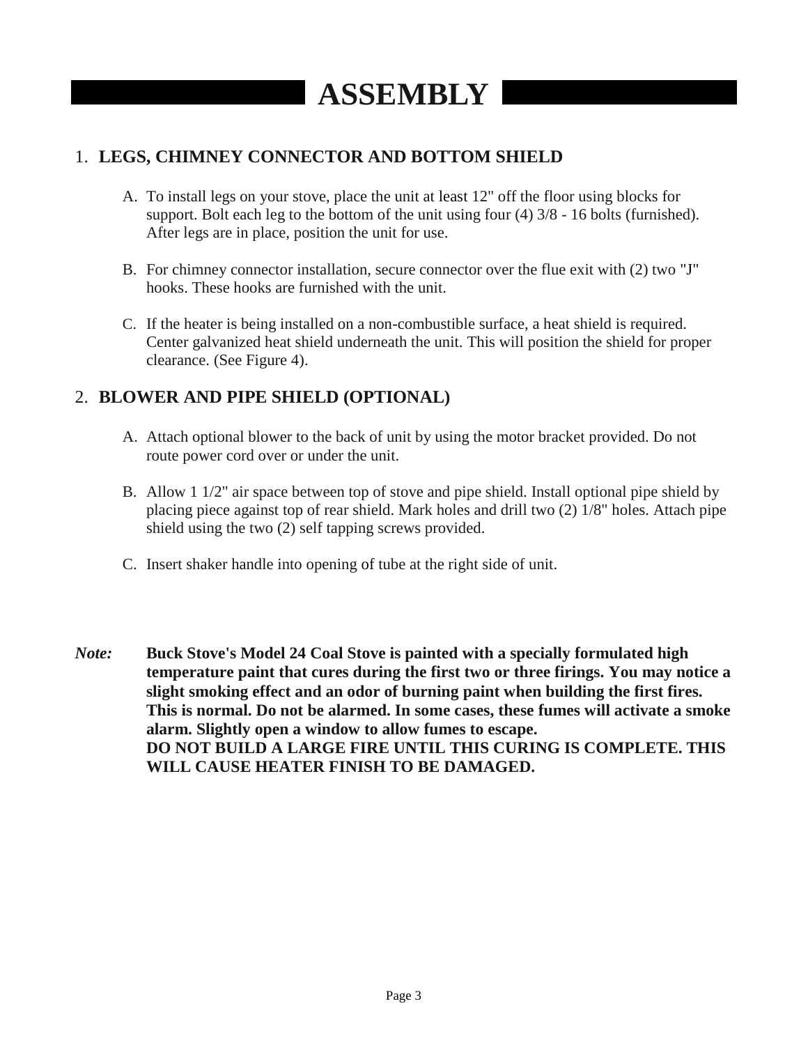# ASSEMBLY

## 1. LEGS, CHIMNEY CONNECTOR AND BOTTOM SHIELD

A. To install legs on your stove, place the unit at least 12" off the floor using blocks for support. Bolt each leg to the bottom of the unit using four (4) 3/8 - 16 bolts (furnished). After legs are in place, position the unit for use.

B. For chimney connector installation, secure connector over the flue exit with (2) two "J" hooks. These hooks are furnished with the unit.

C. If the heater is being installed on a non-combustible surface, a heat shield is required. Center galvanized heat shield underneath the unit. This will position the shield for proper clearance. (See Figure 4).

## 2. BLOWER AND PIPE SHIELD (OPTIONAL)

A. Attach optional blower to the back of unit by using the motor bracket provided. Do not route power cord over or under the unit.

B. Allow 1 1/2" air space between top of stove and pipe shield. Install optional pipe shield by placing piece against top of rear shield. Mark holes and drill two (2) 1/8" holes. Attach pipe shield using the two (2) self tapping screws provided.

C. Insert shaker handle into opening of tube at the right side of unit.

***Note:*** **Buck Stove's Model 24 Coal Stove is painted with a specially formulated high temperature paint that cures during the first two or three firings. You may notice a slight smoking effect and an odor of burning paint when building the first fires. This is normal. Do not be alarmed. In some cases, these fumes will activate a smoke alarm. Slightly open a window to allow fumes to escape.**
**DO NOT BUILD A LARGE FIRE UNTIL THIS CURING IS COMPLETE. THIS WILL CAUSE HEATER FINISH TO BE DAMAGED.**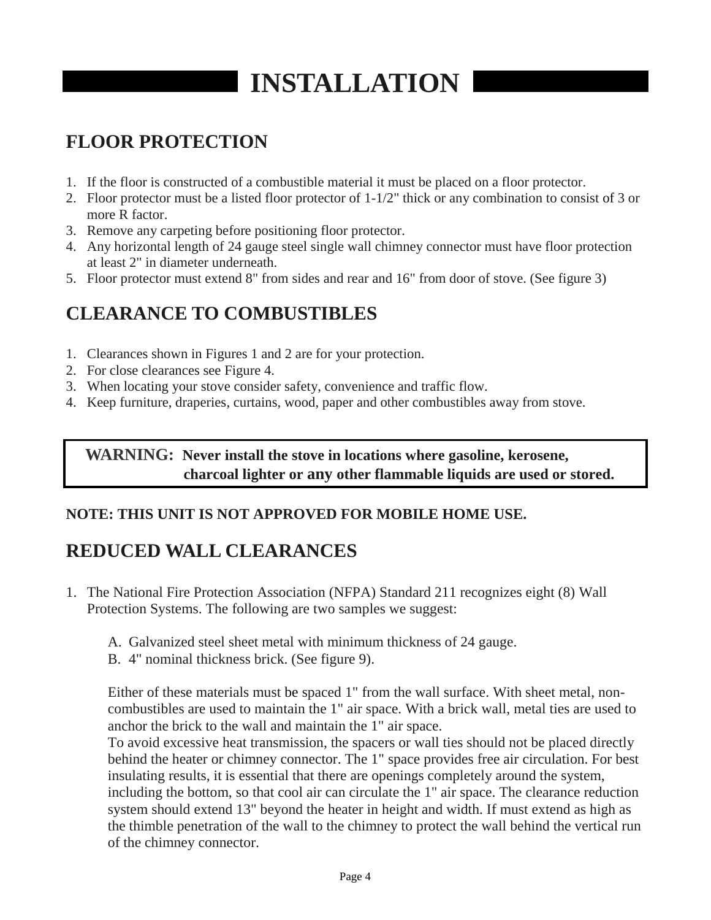# INSTALLATION

## FLOOR PROTECTION

1. If the floor is constructed of a combustible material it must be placed on a floor protector.
2. Floor protector must be a listed floor protector of 1-1/2" thick or any combination to consist of 3 or more R factor.
3. Remove any carpeting before positioning floor protector.
4. Any horizontal length of 24 gauge steel single wall chimney connector must have floor protection at least 2" in diameter underneath.
5. Floor protector must extend 8" from sides and rear and 16" from door of stove. (See figure 3)

## CLEARANCE TO COMBUSTIBLES

1. Clearances shown in Figures 1 and 2 are for your protection.
2. For close clearances see Figure 4.
3. When locating your stove consider safety, convenience and traffic flow.
4. Keep furniture, draperies, curtains, wood, paper and other combustibles away from stove.

**WARNING: Never install the stove in locations where gasoline, kerosene, charcoal lighter or any other flammable liquids are used or stored.**

**NOTE: THIS UNIT IS NOT APPROVED FOR MOBILE HOME USE.**

## REDUCED WALL CLEARANCES

1. The National Fire Protection Association (NFPA) Standard 211 recognizes eight (8) Wall Protection Systems. The following are two samples we suggest:

   A. Galvanized steel sheet metal with minimum thickness of 24 gauge.
   B. 4" nominal thickness brick. (See figure 9).

   Either of these materials must be spaced 1" from the wall surface. With sheet metal, non-combustibles are used to maintain the 1" air space. With a brick wall, metal ties are used to anchor the brick to the wall and maintain the 1" air space.
   To avoid excessive heat transmission, the spacers or wall ties should not be placed directly behind the heater or chimney connector. The 1" space provides free air circulation. For best insulating results, it is essential that there are openings completely around the system, including the bottom, so that cool air can circulate the 1" air space. The clearance reduction system should extend 13" beyond the heater in height and width. If must extend as high as the thimble penetration of the wall to the chimney to protect the wall behind the vertical run of the chimney connector.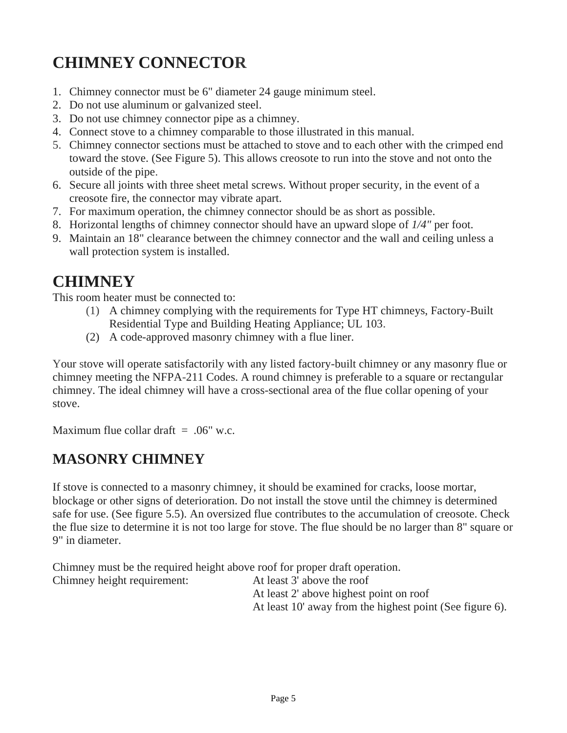# CHIMNEY CONNECTOR

1. Chimney connector must be 6" diameter 24 gauge minimum steel.
2. Do not use aluminum or galvanized steel.
3. Do not use chimney connector pipe as a chimney.
4. Connect stove to a chimney comparable to those illustrated in this manual.
5. Chimney connector sections must be attached to stove and to each other with the crimped end toward the stove. (See Figure 5). This allows creosote to run into the stove and not onto the outside of the pipe.
6. Secure all joints with three sheet metal screws. Without proper security, in the event of a creosote fire, the connector may vibrate apart.
7. For maximum operation, the chimney connector should be as short as possible.
8. Horizontal lengths of chimney connector should have an upward slope of *1/4"* per foot.
9. Maintain an 18" clearance between the chimney connector and the wall and ceiling unless a wall protection system is installed.

# CHIMNEY

This room heater must be connected to:

(1) A chimney complying with the requirements for Type HT chimneys, Factory-Built Residential Type and Building Heating Appliance; UL 103.

(2) A code-approved masonry chimney with a flue liner.

Your stove will operate satisfactorily with any listed factory-built chimney or any masonry flue or chimney meeting the NFPA-211 Codes. A round chimney is preferable to a square or rectangular chimney. The ideal chimney will have a cross-sectional area of the flue collar opening of your stove.

Maximum flue collar draft = .06" w.c.

## MASONRY CHIMNEY

If stove is connected to a masonry chimney, it should be examined for cracks, loose mortar, blockage or other signs of deterioration. Do not install the stove until the chimney is determined safe for use. (See figure 5.5). An oversized flue contributes to the accumulation of creosote. Check the flue size to determine it is not too large for stove. The flue should be no larger than 8" square or 9" in diameter.

Chimney must be the required height above roof for proper draft operation.

Chimney height requirement:
- At least 3' above the roof
- At least 2' above highest point on roof
- At least 10' away from the highest point (See figure 6).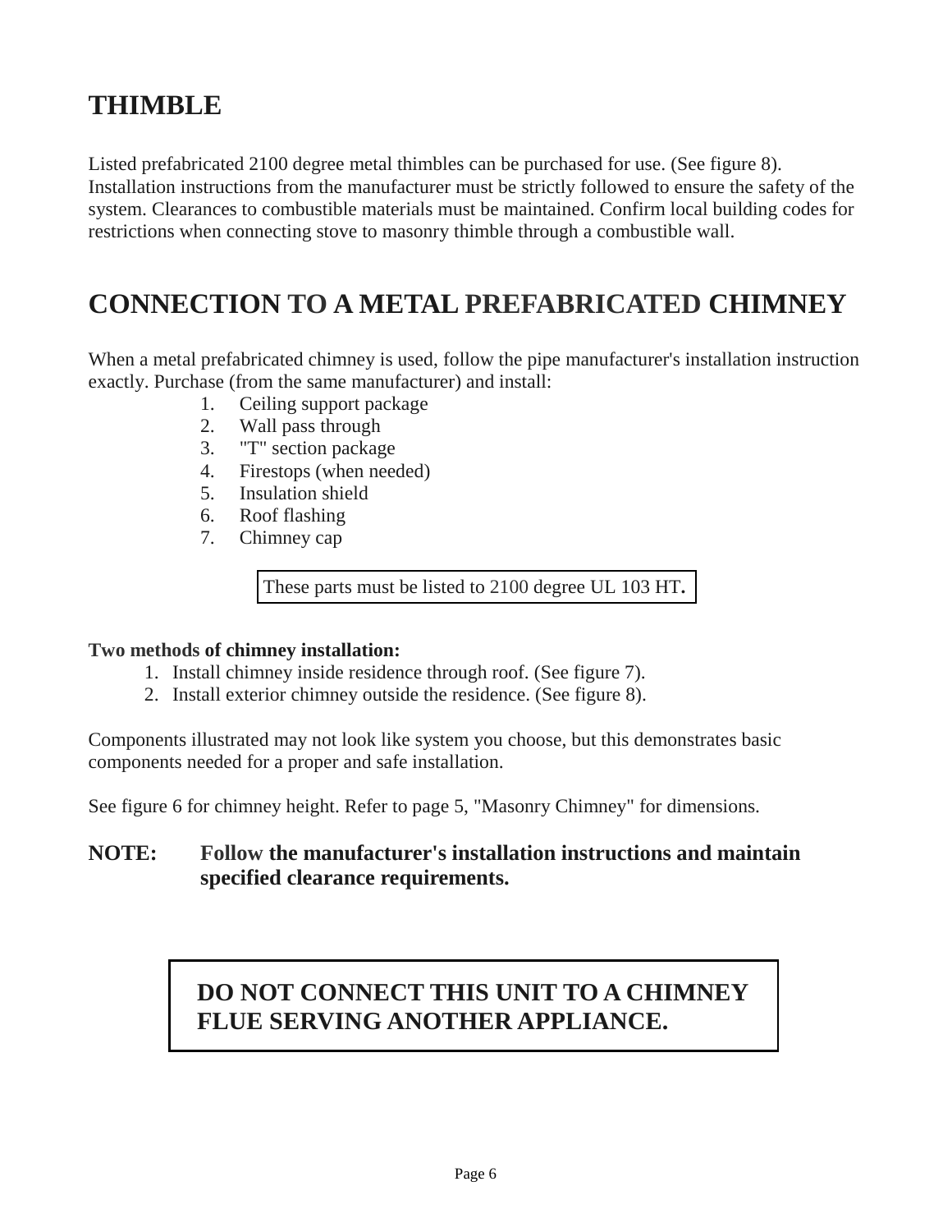# THIMBLE

Listed prefabricated 2100 degree metal thimbles can be purchased for use. (See figure 8). Installation instructions from the manufacturer must be strictly followed to ensure the safety of the system. Clearances to combustible materials must be maintained. Confirm local building codes for restrictions when connecting stove to masonry thimble through a combustible wall.

# CONNECTION TO A METAL PREFABRICATED CHIMNEY

When a metal prefabricated chimney is used, follow the pipe manufacturer's installation instruction exactly. Purchase (from the same manufacturer) and install:

1. Ceiling support package
2. Wall pass through
3. "T" section package
4. Firestops (when needed)
5. Insulation shield
6. Roof flashing
7. Chimney cap

These parts must be listed to 2100 degree UL 103 HT**.**

**Two methods of chimney installation:**

1. Install chimney inside residence through roof. (See figure 7).
2. Install exterior chimney outside the residence. (See figure 8).

Components illustrated may not look like system you choose, but this demonstrates basic components needed for a proper and safe installation.

See figure 6 for chimney height. Refer to page 5, "Masonry Chimney" for dimensions.

**NOTE: Follow the manufacturer's installation instructions and maintain specified clearance requirements.**

**DO NOT CONNECT THIS UNIT TO A CHIMNEY FLUE SERVING ANOTHER APPLIANCE.**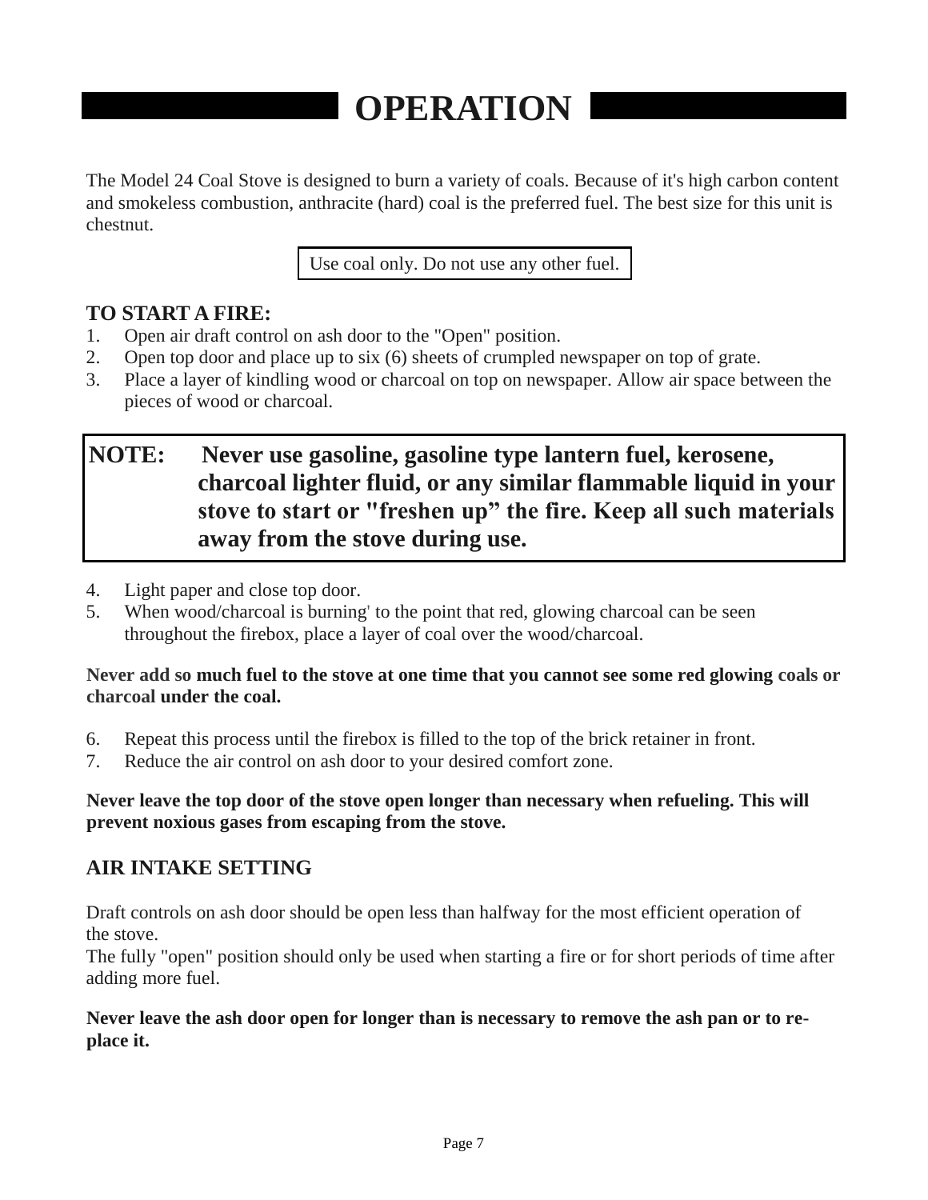# OPERATION

The Model 24 Coal Stove is designed to burn a variety of coals. Because of it's high carbon content and smokeless combustion, anthracite (hard) coal is the preferred fuel. The best size for this unit is chestnut.

Use coal only. Do not use any other fuel.

## TO START A FIRE:

1. Open air draft control on ash door to the "Open" position.
2. Open top door and place up to six (6) sheets of crumpled newspaper on top of grate.
3. Place a layer of kindling wood or charcoal on top on newspaper. Allow air space between the pieces of wood or charcoal.

**NOTE: Never use gasoline, gasoline type lantern fuel, kerosene, charcoal lighter fluid, or any similar flammable liquid in your stove to start or "freshen up" the fire. Keep all such materials away from the stove during use.**

4. Light paper and close top door.
5. When wood/charcoal is burning' to the point that red, glowing charcoal can be seen throughout the firebox, place a layer of coal over the wood/charcoal.

**Never add so much fuel to the stove at one time that you cannot see some red glowing coals or charcoal under the coal.**

6. Repeat this process until the firebox is filled to the top of the brick retainer in front.
7. Reduce the air control on ash door to your desired comfort zone.

**Never leave the top door of the stove open longer than necessary when refueling. This will prevent noxious gases from escaping from the stove.**

## AIR INTAKE SETTING

Draft controls on ash door should be open less than halfway for the most efficient operation of the stove.
The fully "open" position should only be used when starting a fire or for short periods of time after adding more fuel.

**Never leave the ash door open for longer than is necessary to remove the ash pan or to re-place it.**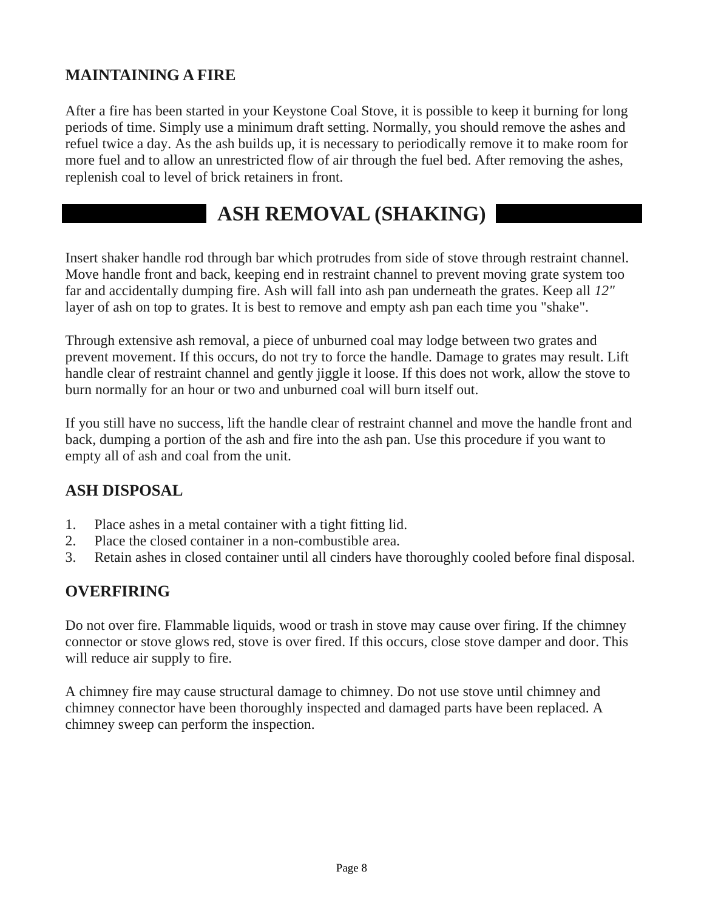## MAINTAINING A FIRE

After a fire has been started in your Keystone Coal Stove, it is possible to keep it burning for long periods of time. Simply use a minimum draft setting. Normally, you should remove the ashes and refuel twice a day. As the ash builds up, it is necessary to periodically remove it to make room for more fuel and to allow an unrestricted flow of air through the fuel bed. After removing the ashes, replenish coal to level of brick retainers in front.

# ASH REMOVAL (SHAKING)

Insert shaker handle rod through bar which protrudes from side of stove through restraint channel. Move handle front and back, keeping end in restraint channel to prevent moving grate system too far and accidentally dumping fire. Ash will fall into ash pan underneath the grates. Keep all *12"* layer of ash on top to grates. It is best to remove and empty ash pan each time you "shake".

Through extensive ash removal, a piece of unburned coal may lodge between two grates and prevent movement. If this occurs, do not try to force the handle. Damage to grates may result. Lift handle clear of restraint channel and gently jiggle it loose. If this does not work, allow the stove to burn normally for an hour or two and unburned coal will burn itself out.

If you still have no success, lift the handle clear of restraint channel and move the handle front and back, dumping a portion of the ash and fire into the ash pan. Use this procedure if you want to empty all of ash and coal from the unit.

## ASH DISPOSAL

1. Place ashes in a metal container with a tight fitting lid.
2. Place the closed container in a non-combustible area.
3. Retain ashes in closed container until all cinders have thoroughly cooled before final disposal.

## OVERFIRING

Do not over fire. Flammable liquids, wood or trash in stove may cause over firing. If the chimney connector or stove glows red, stove is over fired. If this occurs, close stove damper and door. This will reduce air supply to fire.

A chimney fire may cause structural damage to chimney. Do not use stove until chimney and chimney connector have been thoroughly inspected and damaged parts have been replaced. A chimney sweep can perform the inspection.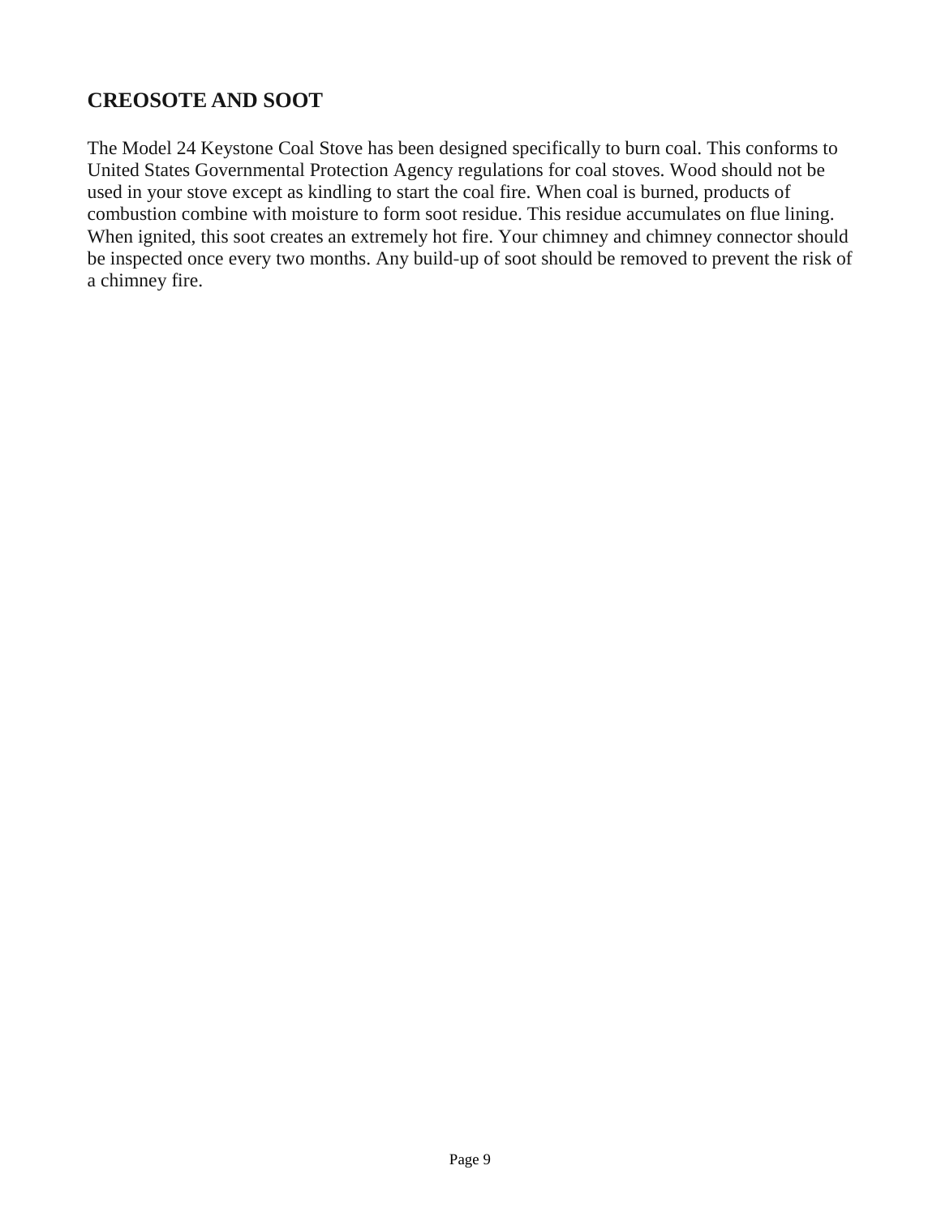## CREOSOTE AND SOOT

The Model 24 Keystone Coal Stove has been designed specifically to burn coal. This conforms to United States Governmental Protection Agency regulations for coal stoves. Wood should not be used in your stove except as kindling to start the coal fire. When coal is burned, products of combustion combine with moisture to form soot residue. This residue accumulates on flue lining. When ignited, this soot creates an extremely hot fire. Your chimney and chimney connector should be inspected once every two months. Any build-up of soot should be removed to prevent the risk of a chimney fire.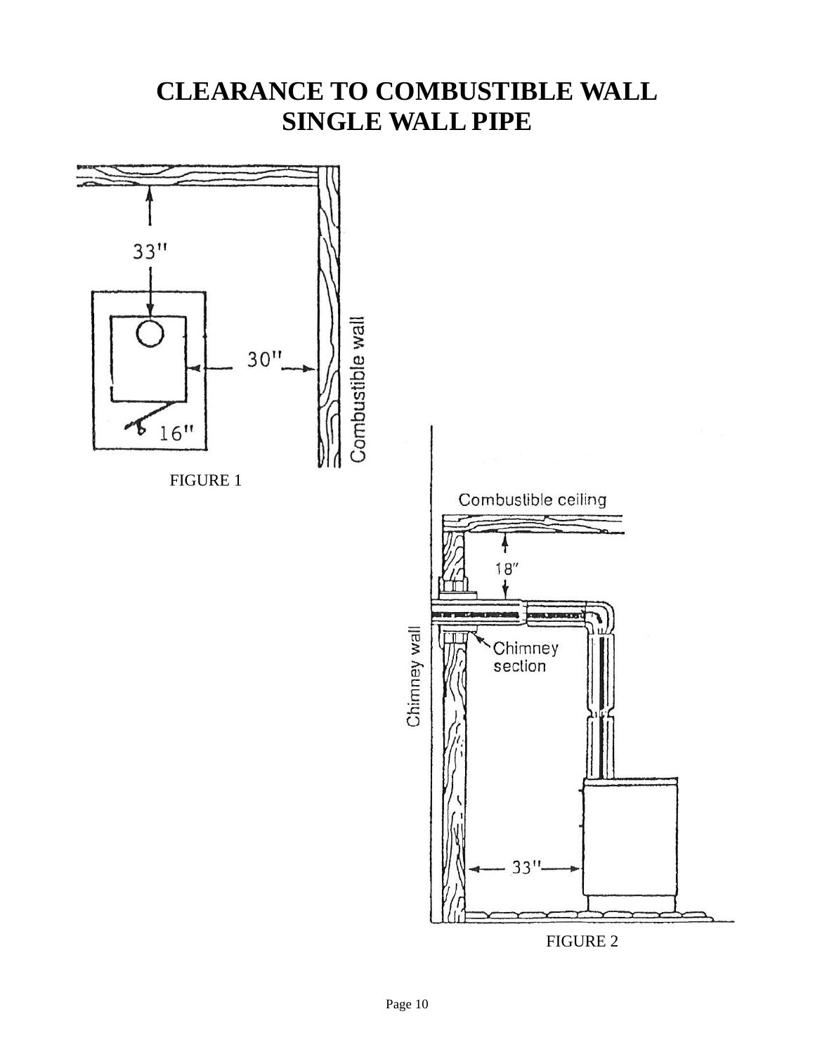# CLEARANCE TO COMBUSTIBLE WALL
# SINGLE WALL PIPE

33"

30"

16"

Combustible wall

FIGURE 1

Combustible ceiling

18"

Chimney wall

Chimney section

33"

FIGURE 2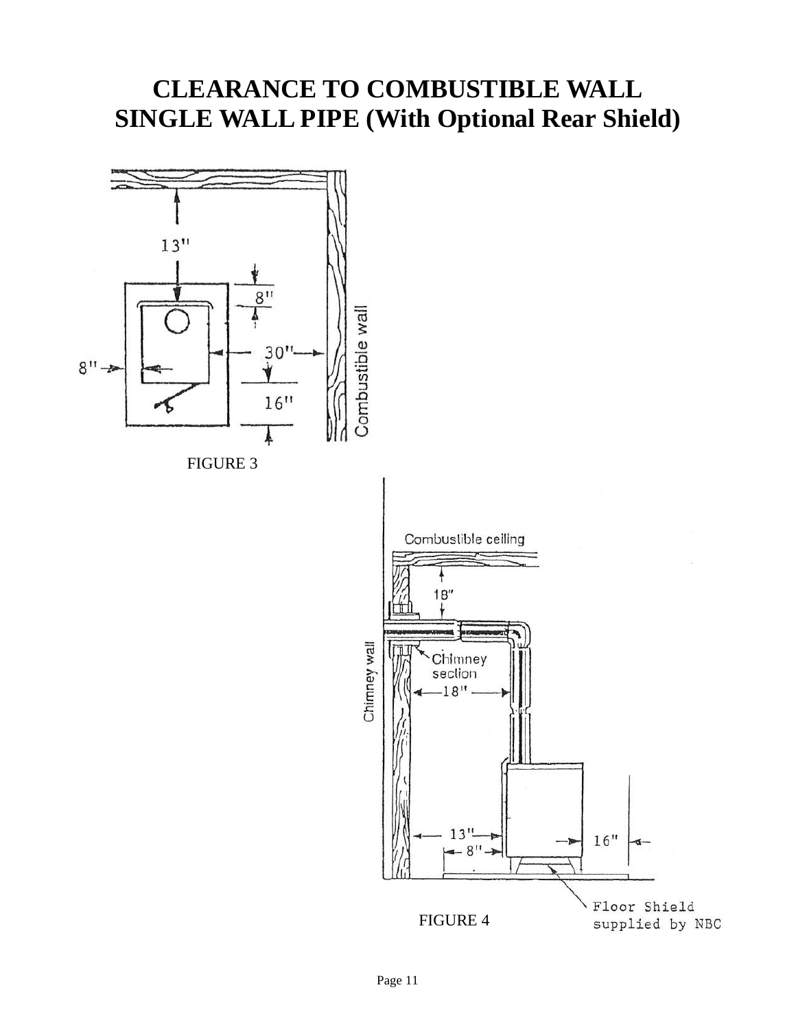# CLEARANCE TO COMBUSTIBLE WALL
# SINGLE WALL PIPE (With Optional Rear Shield)

13"

8"

30"

8"

16"

Combustible wall

FIGURE 3

Combustible ceiling

18"

Chimney wall

Chimney section

18"

13"

8"

16"

Floor Shield supplied by NBC

FIGURE 4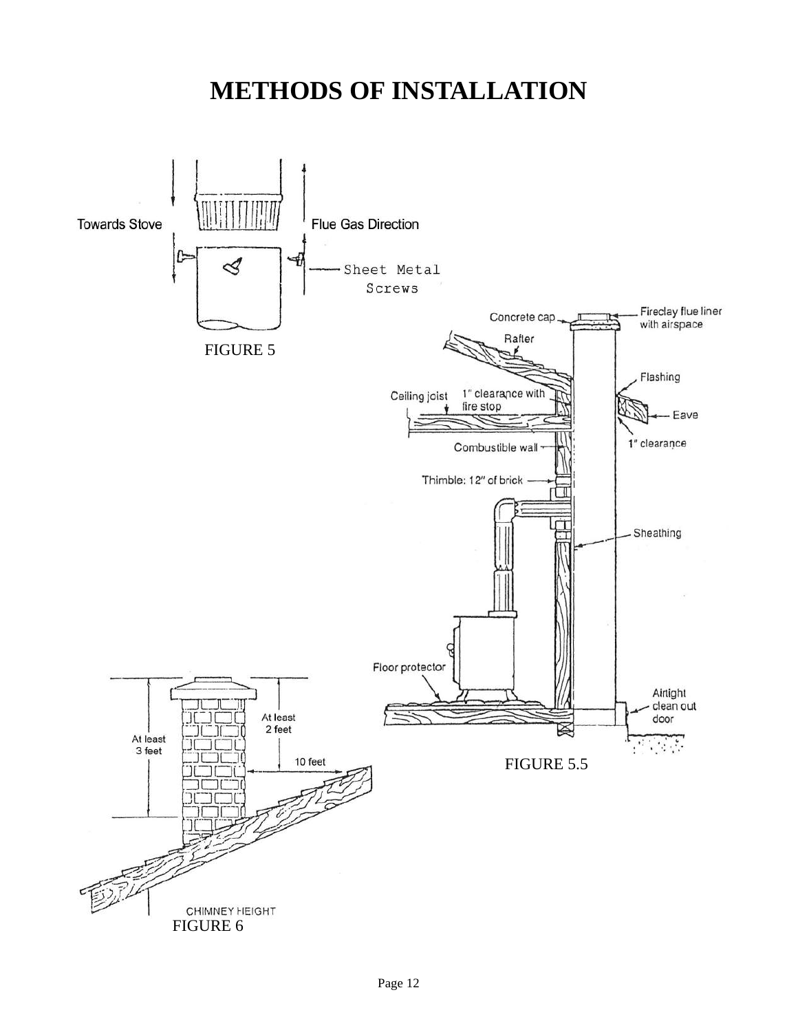# METHODS OF INSTALLATION

Towards Stove

Flue Gas Direction

Sheet Metal Screws

FIGURE 5

Concrete cap

Fireclay flue liner with airspace

Rafter

Flashing

Ceiling joist

1" clearance with fire stop

Eave

1" clearance

Combustible wall

Thimble: 12" of brick

Sheathing

Floor protector

Airtight clean out door

FIGURE 5.5

At least 3 feet

At least 2 feet

10 feet

CHIMNEY HEIGHT

FIGURE 6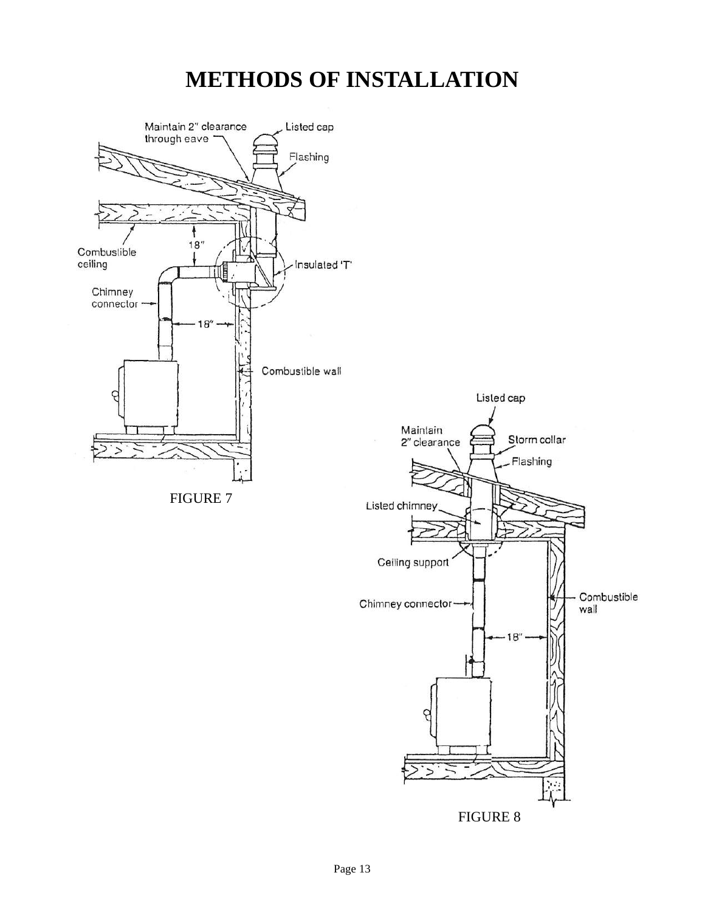# METHODS OF INSTALLATION

Maintain 2" clearance through eave

Listed cap

Flashing

18"

Combustible ceiling

Insulated 'T'

Chimney connector

18"

Combustible wall

FIGURE 7

Listed cap

Maintain 2" clearance

Storm collar

Flashing

Listed chimney

Ceiling support

Chimney connector

Combustible wall

18"

FIGURE 8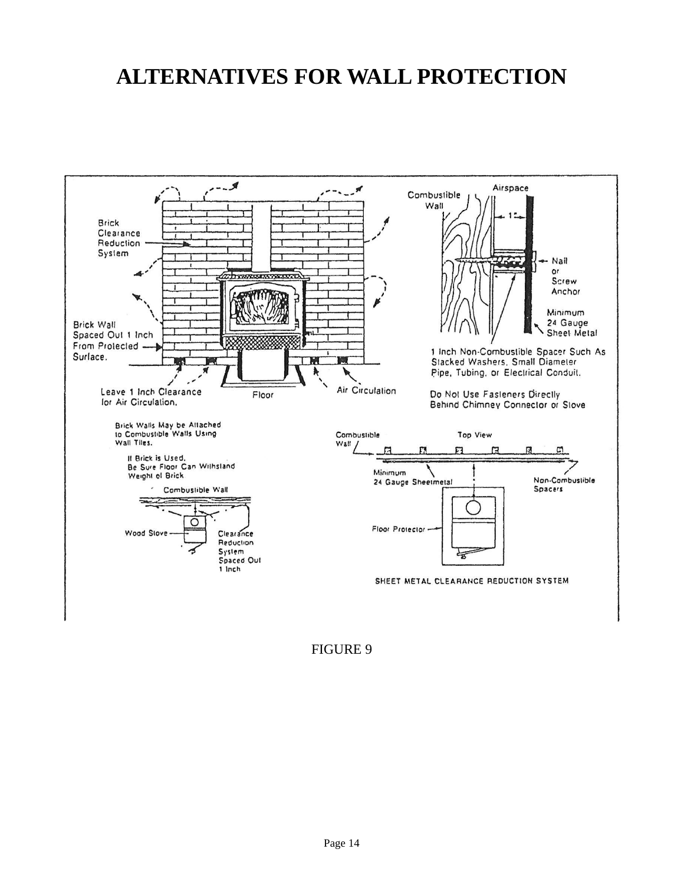# ALTERNATIVES FOR WALL PROTECTION

Brick Clearance Reduction System

Brick Wall Spaced Out 1 Inch From Protected Surface.

Leave 1 Inch Clearance for Air Circulation.

Floor

Air Circulation

Combustible Wall

Airspace

1"

Nail or Screw Anchor

Minimum 24 Gauge Sheet Metal

1 Inch Non-Combustible Spacer Such As Stacked Washers, Small Diameter Pipe, Tubing, or Electrical Conduit.

Do Not Use Fasteners Directly Behind Chimney Connector or Stove

Brick Walls May be Attached to Combustible Walls Using Wall Tiles.

If Brick is Used, Be Sure Floor Can Withstand Weight of Brick

Combustible Wall

Wood Stove

Clearance Reduction System Spaced Out 1 Inch

Combustible Wall

Top View

Minimum 24 Gauge Sheetmetal

Non-Combustible Spacers

Floor Protector

SHEET METAL CLEARANCE REDUCTION SYSTEM

FIGURE 9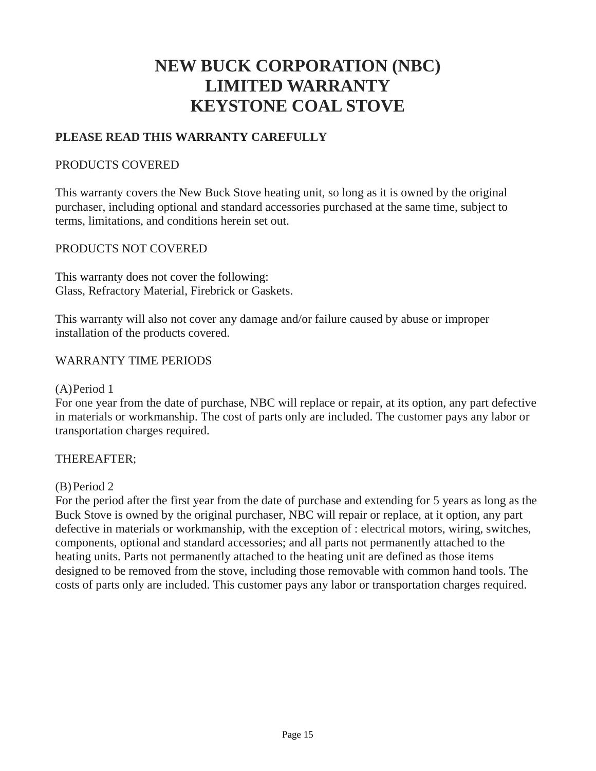# NEW BUCK CORPORATION (NBC)
# LIMITED WARRANTY
# KEYSTONE COAL STOVE

**PLEASE READ THIS WARRANTY CAREFULLY**

PRODUCTS COVERED

This warranty covers the New Buck Stove heating unit, so long as it is owned by the original purchaser, including optional and standard accessories purchased at the same time, subject to terms, limitations, and conditions herein set out.

PRODUCTS NOT COVERED

This warranty does not cover the following:
Glass, Refractory Material, Firebrick or Gaskets.

This warranty will also not cover any damage and/or failure caused by abuse or improper installation of the products covered.

WARRANTY TIME PERIODS

(A) Period 1
For one year from the date of purchase, NBC will replace or repair, at its option, any part defective in materials or workmanship. The cost of parts only are included. The customer pays any labor or transportation charges required.

THEREAFTER;

(B) Period 2
For the period after the first year from the date of purchase and extending for 5 years as long as the Buck Stove is owned by the original purchaser, NBC will repair or replace, at it option, any part defective in materials or workmanship, with the exception of : electrical motors, wiring, switches, components, optional and standard accessories; and all parts not permanently attached to the heating units. Parts not permanently attached to the heating unit are defined as those items designed to be removed from the stove, including those removable with common hand tools. The costs of parts only are included. This customer pays any labor or transportation charges required.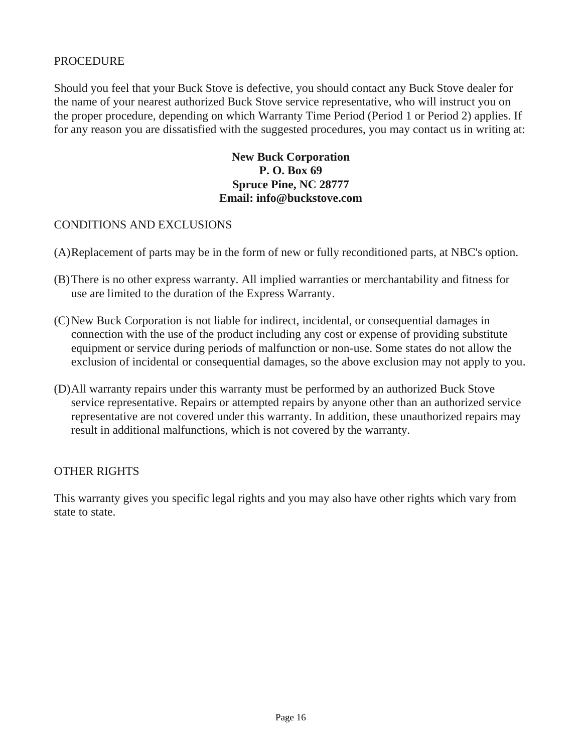## PROCEDURE

Should you feel that your Buck Stove is defective, you should contact any Buck Stove dealer for the name of your nearest authorized Buck Stove service representative, who will instruct you on the proper procedure, depending on which Warranty Time Period (Period 1 or Period 2) applies. If for any reason you are dissatisfied with the suggested procedures, you may contact us in writing at:

**New Buck Corporation**
**P. O. Box 69**
**Spruce Pine, NC 28777**
**Email: info@buckstove.com**

## CONDITIONS AND EXCLUSIONS

(A) Replacement of parts may be in the form of new or fully reconditioned parts, at NBC's option.

(B) There is no other express warranty. All implied warranties or merchantability and fitness for use are limited to the duration of the Express Warranty.

(C) New Buck Corporation is not liable for indirect, incidental, or consequential damages in connection with the use of the product including any cost or expense of providing substitute equipment or service during periods of malfunction or non-use. Some states do not allow the exclusion of incidental or consequential damages, so the above exclusion may not apply to you.

(D) All warranty repairs under this warranty must be performed by an authorized Buck Stove service representative. Repairs or attempted repairs by anyone other than an authorized service representative are not covered under this warranty. In addition, these unauthorized repairs may result in additional malfunctions, which is not covered by the warranty.

## OTHER RIGHTS

This warranty gives you specific legal rights and you may also have other rights which vary from state to state.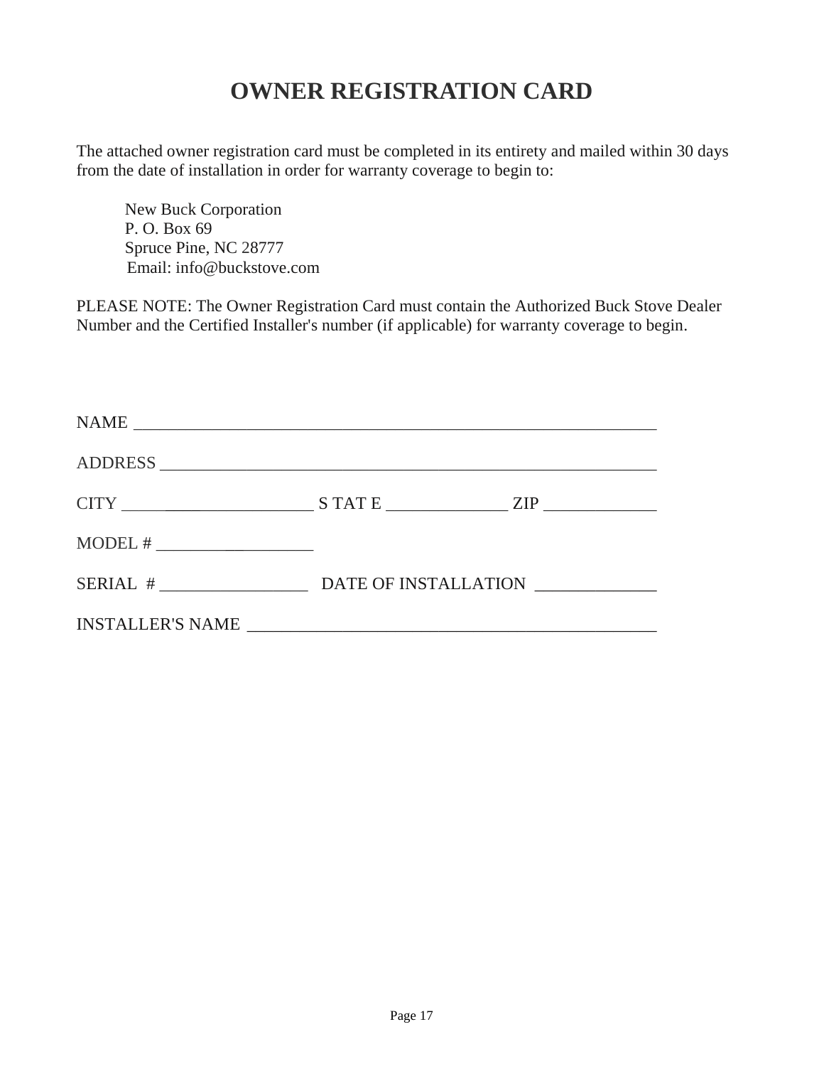# OWNER REGISTRATION CARD

The attached owner registration card must be completed in its entirety and mailed within 30 days from the date of installation in order for warranty coverage to begin to:

New Buck Corporation
P. O. Box 69
Spruce Pine, NC 28777
Email: info@buckstove.com

PLEASE NOTE: The Owner Registration Card must contain the Authorized Buck Stove Dealer Number and the Certified Installer's number (if applicable) for warranty coverage to begin.

NAME ______________________________________________________________

ADDRESS ___________________________________________________________

CITY ______________________ S TAT E ______________ ZIP _____________

MODEL # ___________________

SERIAL # _________________ DATE OF INSTALLATION ______________

INSTALLER'S NAME ________________________________________________